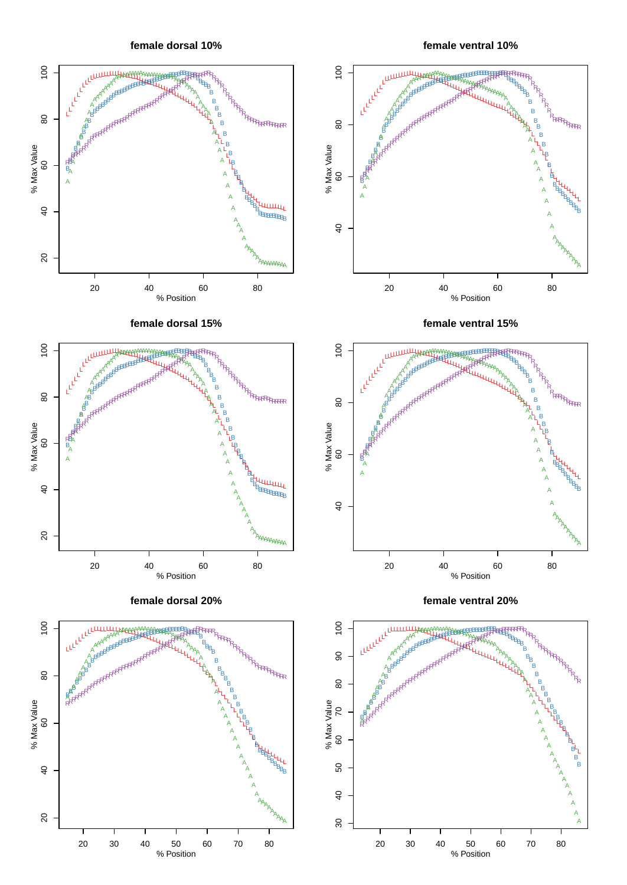**female dorsal 10%**

% Max Value

% Position

**female ventral 10%**

% Max Value

% Position

**female dorsal 15%**

% Max Value

% Position

**female ventral 15%**

% Max Value

% Position

**female dorsal 20%**

% Max Value

% Position

**female ventral 20%**

% Max Value

% Position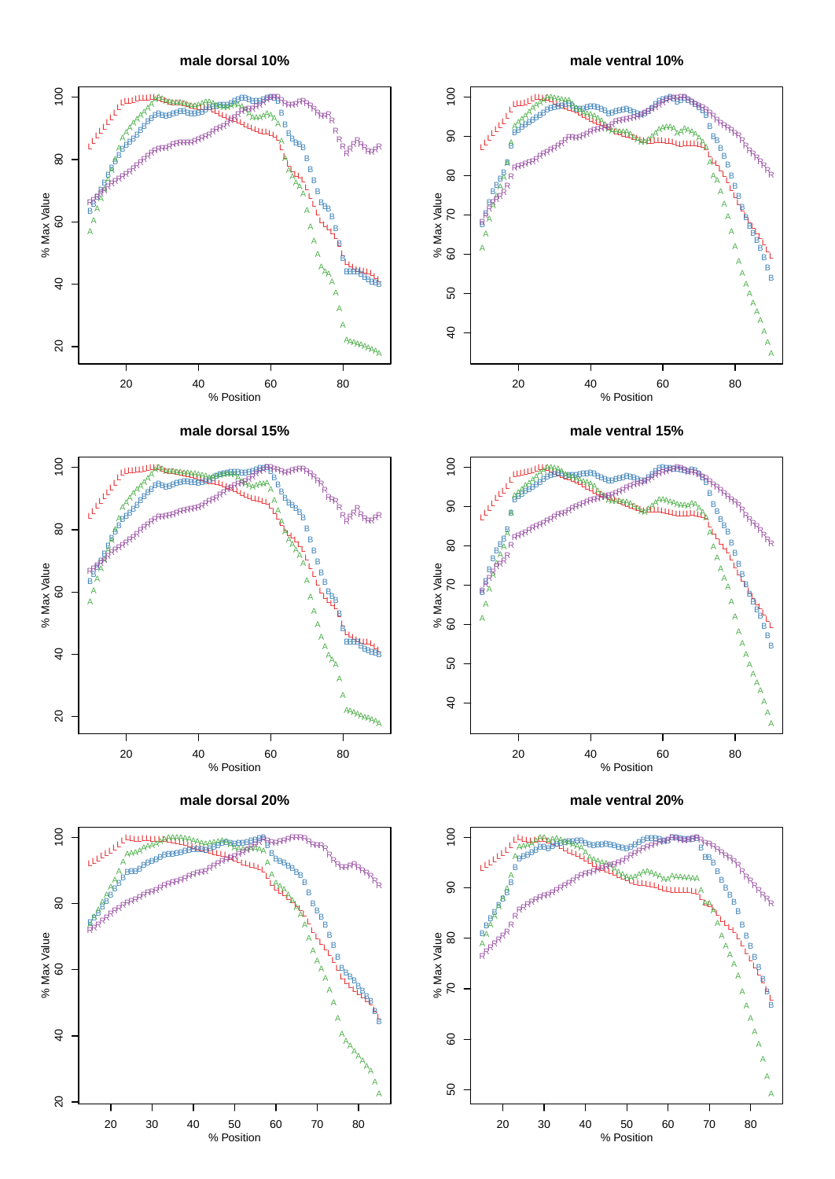**male dorsal 10%**

% Max Value

% Position

**male ventral 10%**

% Max Value

% Position

**male dorsal 15%**

% Max Value

% Position

**male ventral 15%**

% Max Value

% Position

**male dorsal 20%**

% Max Value

% Position

**male ventral 20%**

% Max Value

% Position